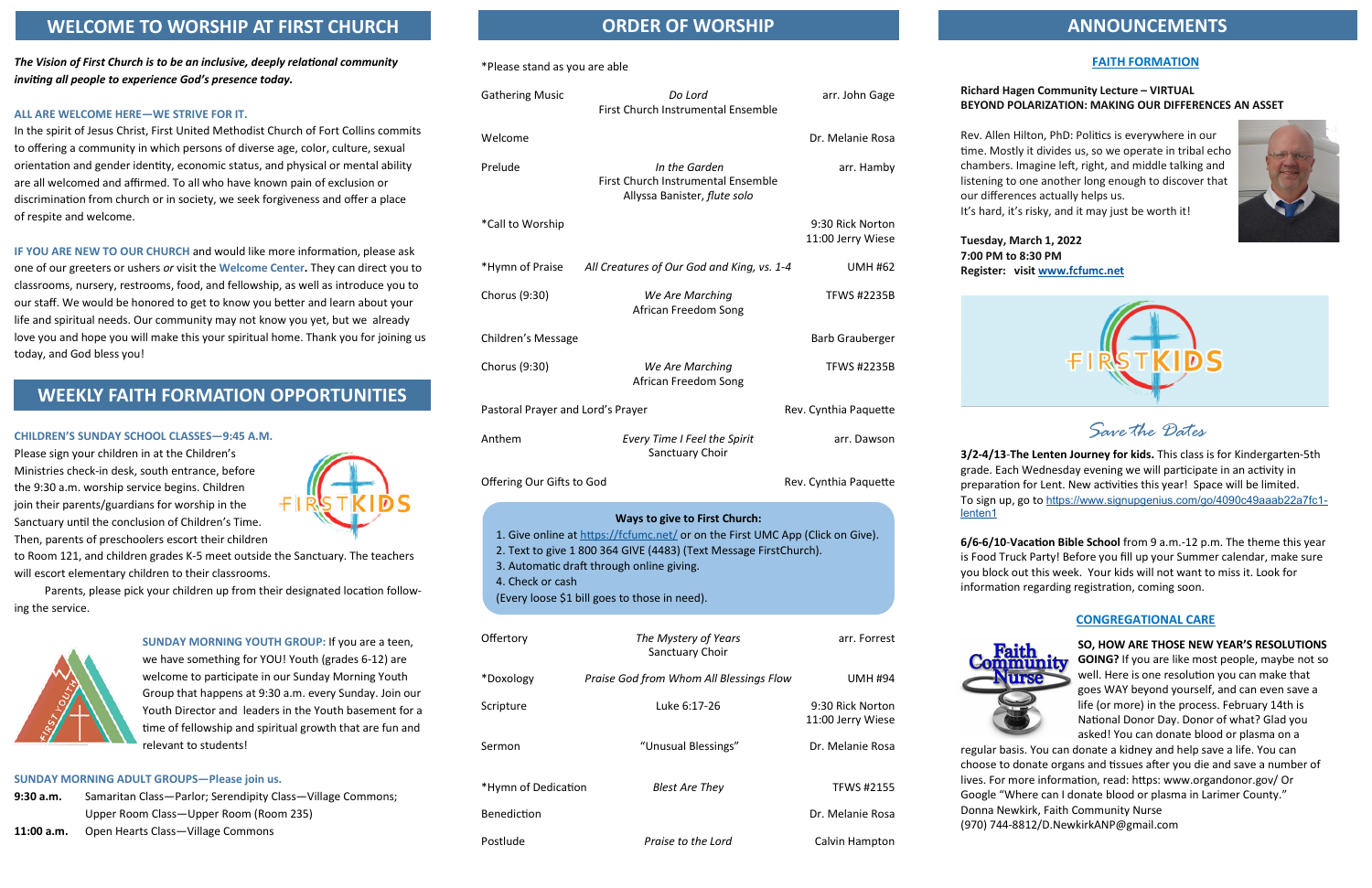## WELCOME TO WORSHIP AT FIRST CHURCH

***The Vision of First Church is to be an inclusive, deeply relational community inviting all people to experience God's presence today.***

**ALL ARE WELCOME HERE—WE STRIVE FOR IT.**

In the spirit of Jesus Christ, First United Methodist Church of Fort Collins commits to offering a community in which persons of diverse age, color, culture, sexual orientation and gender identity, economic status, and physical or mental ability are all welcomed and affirmed. To all who have known pain of exclusion or discrimination from church or in society, we seek forgiveness and offer a place of respite and welcome.

**IF YOU ARE NEW TO OUR CHURCH** and would like more information, please ask one of our greeters or ushers *or* visit the **Welcome Center.** They can direct you to classrooms, nursery, restrooms, food, and fellowship, as well as introduce you to our staff. We would be honored to get to know you better and learn about your life and spiritual needs. Our community may not know you yet, but we already love you and hope you will make this your spiritual home. Thank you for joining us today, and God bless you!

## WEEKLY FAITH FORMATION OPPORTUNITIES

**CHILDREN'S SUNDAY SCHOOL CLASSES—9:45 A.M.**

Please sign your children in at the Children's Ministries check-in desk, south entrance, before the 9:30 a.m. worship service begins. Children join their parents/guardians for worship in the Sanctuary until the conclusion of Children's Time. Then, parents of preschoolers escort their children to Room 121, and children grades K-5 meet outside the Sanctuary. The teachers will escort elementary children to their classrooms.

Parents, please pick your children up from their designated location following the service.

**SUNDAY MORNING YOUTH GROUP:** If you are a teen, we have something for YOU! Youth (grades 6-12) are welcome to participate in our Sunday Morning Youth Group that happens at 9:30 a.m. every Sunday. Join our Youth Director and leaders in the Youth basement for a time of fellowship and spiritual growth that are fun and relevant to students!

**SUNDAY MORNING ADULT GROUPS—Please join us.**

**9:30 a.m.** Samaritan Class—Parlor; Serendipity Class—Village Commons; Upper Room Class—Upper Room (Room 235)

**11:00 a.m.** Open Hearts Class—Village Commons

## ORDER OF WORSHIP

*Please stand as you are able

| | | |
|---|---|---|
| Gathering Music | *Do Lord*<br>First Church Instrumental Ensemble | arr. John Gage |
| Welcome | | Dr. Melanie Rosa |
| Prelude | *In the Garden*<br>First Church Instrumental Ensemble<br>Allyssa Banister, *flute solo* | arr. Hamby |
| *Call to Worship | | 9:30 Rick Norton<br>11:00 Jerry Wiese |
| *Hymn of Praise | *All Creatures of Our God and King, vs. 1-4* | UMH #62 |
| Chorus (9:30) | *We Are Marching*<br>African Freedom Song | TFWS #2235B |
| Children's Message | | Barb Grauberger |
| Chorus (9:30) | *We Are Marching*<br>African Freedom Song | TFWS #2235B |
| Pastoral Prayer and Lord's Prayer | | Rev. Cynthia Paquette |
| Anthem | *Every Time I Feel the Spirit*<br>Sanctuary Choir | arr. Dawson |
| Offering Our Gifts to God | | Rev. Cynthia Paquette |

**Ways to give to First Church:**

1. Give online at https://fcfumc.net/ or on the First UMC App (Click on Give).
2. Text to give 1 800 364 GIVE (4483) (Text Message FirstChurch).
3. Automatic draft through online giving.
4. Check or cash

(Every loose $1 bill goes to those in need).

| | | |
|---|---|---|
| Offertory | *The Mystery of Years*<br>Sanctuary Choir | arr. Forrest |
| *Doxology | *Praise God from Whom All Blessings Flow* | UMH #94 |
| Scripture | Luke 6:17-26 | 9:30 Rick Norton<br>11:00 Jerry Wiese |
| Sermon | "Unusual Blessings" | Dr. Melanie Rosa |
| *Hymn of Dedication | *Blest Are They* | TFWS #2155 |
| Benediction | | Dr. Melanie Rosa |
| Postlude | *Praise to the Lord* | Calvin Hampton |

## ANNOUNCEMENTS

### FAITH FORMATION

**Richard Hagen Community Lecture – VIRTUAL**
**BEYOND POLARIZATION: MAKING OUR DIFFERENCES AN ASSET**

Rev. Allen Hilton, PhD: Politics is everywhere in our time. Mostly it divides us, so we operate in tribal echo chambers. Imagine left, right, and middle talking and listening to one another long enough to discover that our differences actually helps us.
It's hard, it's risky, and it may just be worth it!

**Tuesday, March 1, 2022**
**7:00 PM to 8:30 PM**
**Register: visit www.fcfumc.net**

FIRSTKIDS

*Save the Dates*

**3/2-4/13-The Lenten Journey for kids.** This class is for Kindergarten-5th grade. Each Wednesday evening we will participate in an activity in preparation for Lent. New activities this year! Space will be limited.
To sign up, go to https://www.signupgenius.com/go/4090c49aaab22a7fc1-lenten1

**6/6-6/10-Vacation Bible School** from 9 a.m.-12 p.m. The theme this year is Food Truck Party! Before you fill up your Summer calendar, make sure you block out this week. Your kids will not want to miss it. Look for information regarding registration, coming soon.

### CONGREGATIONAL CARE

**SO, HOW ARE THOSE NEW YEAR'S RESOLUTIONS GOING?** If you are like most people, maybe not so well. Here is one resolution you can make that goes WAY beyond yourself, and can even save a life (or more) in the process. February 14th is National Donor Day. Donor of what? Glad you asked! You can donate blood or plasma on a regular basis. You can donate a kidney and help save a life. You can choose to donate organs and tissues after you die and save a number of lives. For more information, read: https: www.organdonor.gov/ Or Google "Where can I donate blood or plasma in Larimer County."
Donna Newkirk, Faith Community Nurse
(970) 744-8812/D.NewkirkANP@gmail.com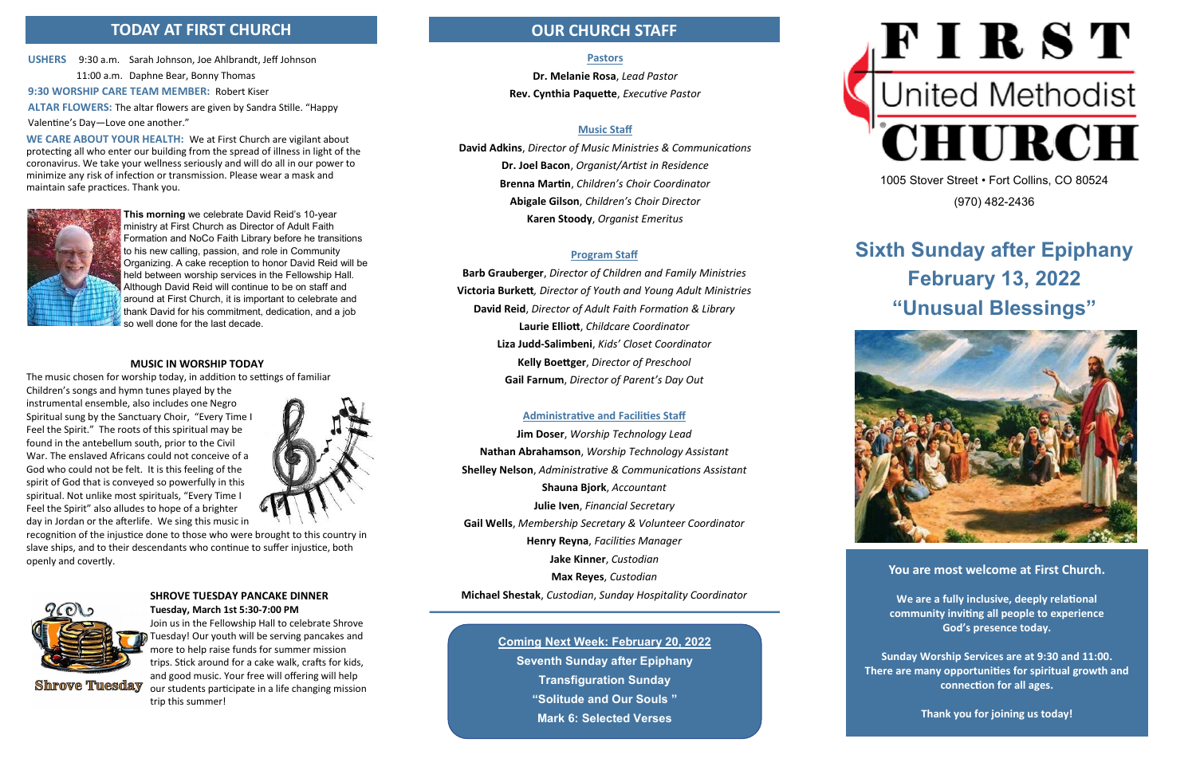## TODAY AT FIRST CHURCH

**USHERS** 9:30 a.m. Sarah Johnson, Joe Ahlbrandt, Jeff Johnson
11:00 a.m. Daphne Bear, Bonny Thomas

**9:30 WORSHIP CARE TEAM MEMBER:** Robert Kiser

**ALTAR FLOWERS:** The altar flowers are given by Sandra Stille. "Happy Valentine's Day—Love one another."

**WE CARE ABOUT YOUR HEALTH:** We at First Church are vigilant about protecting all who enter our building from the spread of illness in light of the coronavirus. We take your wellness seriously and will do all in our power to minimize any risk of infection or transmission. Please wear a mask and maintain safe practices. Thank you.

**This morning** we celebrate David Reid's 10-year ministry at First Church as Director of Adult Faith Formation and NoCo Faith Library before he transitions to his new calling, passion, and role in Community Organizing. A cake reception to honor David Reid will be held between worship services in the Fellowship Hall. Although David Reid will continue to be on staff and around at First Church, it is important to celebrate and thank David for his commitment, dedication, and a job so well done for the last decade.

**MUSIC IN WORSHIP TODAY**

The music chosen for worship today, in addition to settings of familiar Children's songs and hymn tunes played by the instrumental ensemble, also includes one Negro Spiritual sung by the Sanctuary Choir, "Every Time I Feel the Spirit." The roots of this spiritual may be found in the antebellum south, prior to the Civil War. The enslaved Africans could not conceive of a God who could not be felt. It is this feeling of the spirit of God that is conveyed so powerfully in this spiritual. Not unlike most spirituals, "Every Time I Feel the Spirit" also alludes to hope of a brighter day in Jordan or the afterlife. We sing this music in recognition of the injustice done to those who were brought to this country in slave ships, and to their descendants who continue to suffer injustice, both openly and covertly.

Shrove Tuesday

**SHROVE TUESDAY PANCAKE DINNER**
**Tuesday, March 1st 5:30-7:00 PM**

Join us in the Fellowship Hall to celebrate Shrove Tuesday! Our youth will be serving pancakes and more to help raise funds for summer mission trips. Stick around for a cake walk, crafts for kids, and good music. Your free will offering will help our students participate in a life changing mission trip this summer!

## OUR CHURCH STAFF

**Pastors**

**Dr. Melanie Rosa**, *Lead Pastor*
**Rev. Cynthia Paquette**, *Executive Pastor*

**Music Staff**

**David Adkins**, *Director of Music Ministries & Communications*
**Dr. Joel Bacon**, *Organist/Artist in Residence*
**Brenna Martin**, *Children's Choir Coordinator*
**Abigale Gilson**, *Children's Choir Director*
**Karen Stoody**, *Organist Emeritus*

**Program Staff**

**Barb Grauberger**, *Director of Children and Family Ministries*
**Victoria Burkett**, *Director of Youth and Young Adult Ministries*
**David Reid**, *Director of Adult Faith Formation & Library*
**Laurie Elliott**, *Childcare Coordinator*
**Liza Judd-Salimbeni**, *Kids' Closet Coordinator*
**Kelly Boettger**, *Director of Preschool*
**Gail Farnum**, *Director of Parent's Day Out*

**Administrative and Facilities Staff**

**Jim Doser**, *Worship Technology Lead*
**Nathan Abrahamson**, *Worship Technology Assistant*
**Shelley Nelson**, *Administrative & Communications Assistant*
**Shauna Bjork**, *Accountant*
**Julie Iven**, *Financial Secretary*
**Gail Wells**, *Membership Secretary & Volunteer Coordinator*
**Henry Reyna**, *Facilities Manager*
**Jake Kinner**, *Custodian*
**Max Reyes**, *Custodian*
**Michael Shestak**, *Custodian, Sunday Hospitality Coordinator*

**Coming Next Week: February 20, 2022**
**Seventh Sunday after Epiphany**
**Transfiguration Sunday**
**"Solitude and Our Souls "**
**Mark 6: Selected Verses**

# FIRST United Methodist CHURCH

1005 Stover Street • Fort Collins, CO 80524
(970) 482-2436

# Sixth Sunday after Epiphany
# February 13, 2022
# "Unusual Blessings"

**You are most welcome at First Church.**

**We are a fully inclusive, deeply relational community inviting all people to experience God's presence today.**

**Sunday Worship Services are at 9:30 and 11:00. There are many opportunities for spiritual growth and connection for all ages.**

**Thank you for joining us today!**